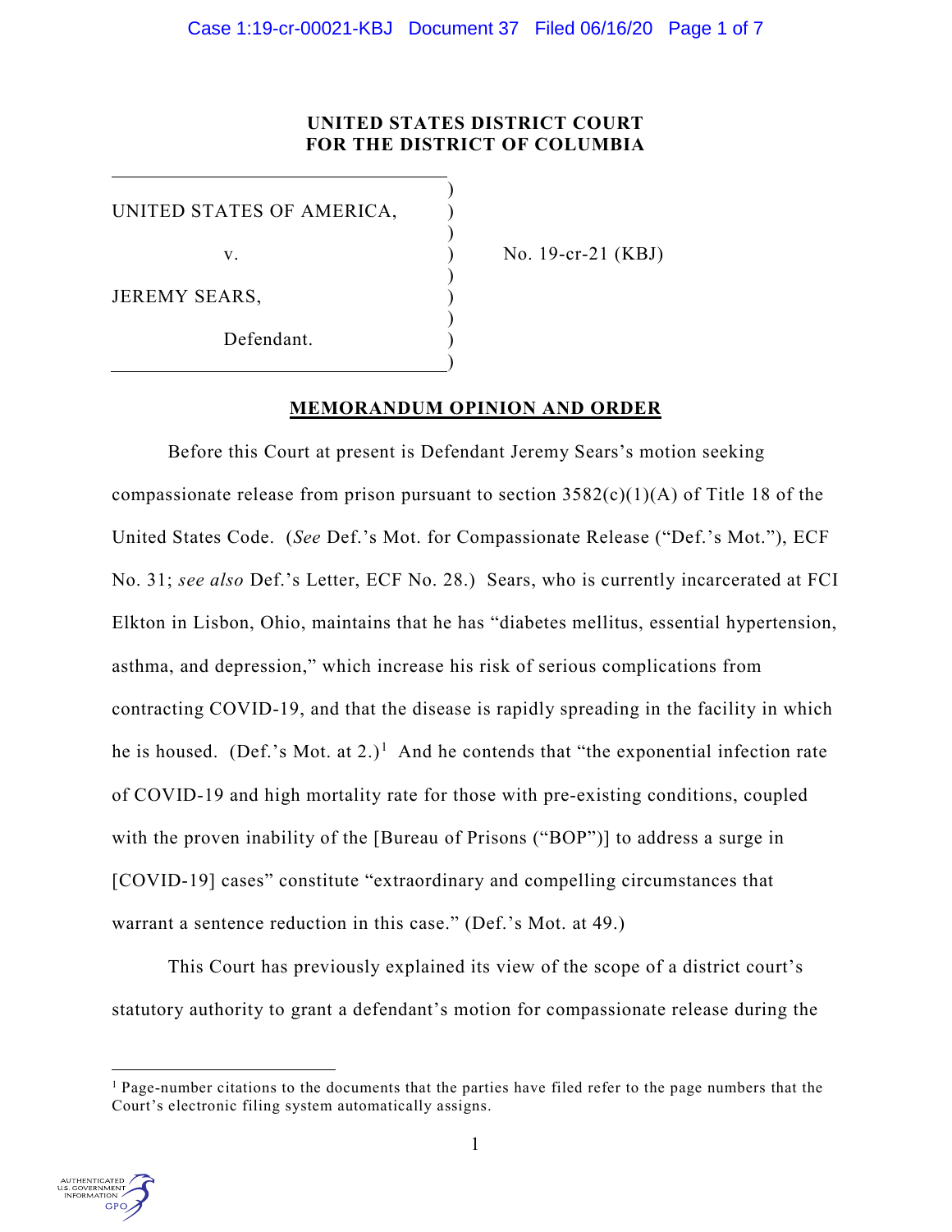**UNITED STATES DISTRICT COURT**
**FOR THE DISTRICT OF COLUMBIA**

| | | |
|---|---|---|
| UNITED STATES OF AMERICA, | ) | |
| v. | ) | No. 19-cr-21 (KBJ) |
| JEREMY SEARS, | ) | |
| Defendant. | ) | |

**MEMORANDUM OPINION AND ORDER**

Before this Court at present is Defendant Jeremy Sears's motion seeking compassionate release from prison pursuant to section 3582(c)(1)(A) of Title 18 of the United States Code. (*See* Def.'s Mot. for Compassionate Release ("Def.'s Mot."), ECF No. 31; *see also* Def.'s Letter, ECF No. 28.) Sears, who is currently incarcerated at FCI Elkton in Lisbon, Ohio, maintains that he has "diabetes mellitus, essential hypertension, asthma, and depression," which increase his risk of serious complications from contracting COVID-19, and that the disease is rapidly spreading in the facility in which he is housed. (Def.'s Mot. at 2.)[1] And he contends that "the exponential infection rate of COVID-19 and high mortality rate for those with pre-existing conditions, coupled with the proven inability of the [Bureau of Prisons ("BOP")] to address a surge in [COVID-19] cases" constitute "extraordinary and compelling circumstances that warrant a sentence reduction in this case." (Def.'s Mot. at 49.)

This Court has previously explained its view of the scope of a district court's statutory authority to grant a defendant's motion for compassionate release during the

[1] Page-number citations to the documents that the parties have filed refer to the page numbers that the Court's electronic filing system automatically assigns.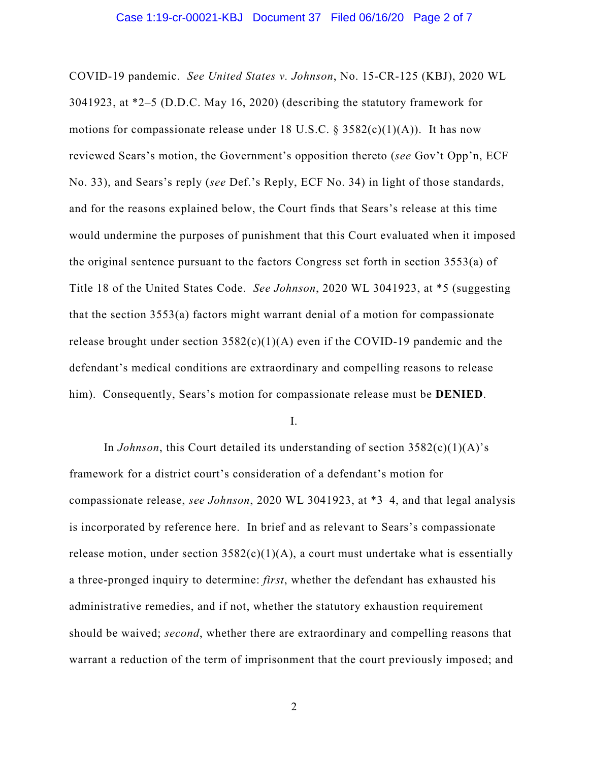COVID-19 pandemic. *See United States v. Johnson*, No. 15-CR-125 (KBJ), 2020 WL 3041923, at *2–5 (D.D.C. May 16, 2020) (describing the statutory framework for motions for compassionate release under 18 U.S.C. § 3582(c)(1)(A)). It has now reviewed Sears's motion, the Government's opposition thereto (*see* Gov't Opp'n, ECF No. 33), and Sears's reply (*see* Def.'s Reply, ECF No. 34) in light of those standards, and for the reasons explained below, the Court finds that Sears's release at this time would undermine the purposes of punishment that this Court evaluated when it imposed the original sentence pursuant to the factors Congress set forth in section 3553(a) of Title 18 of the United States Code. *See Johnson*, 2020 WL 3041923, at *5 (suggesting that the section 3553(a) factors might warrant denial of a motion for compassionate release brought under section 3582(c)(1)(A) even if the COVID-19 pandemic and the defendant's medical conditions are extraordinary and compelling reasons to release him). Consequently, Sears's motion for compassionate release must be **DENIED**.

I.

In *Johnson*, this Court detailed its understanding of section 3582(c)(1)(A)'s framework for a district court's consideration of a defendant's motion for compassionate release, *see Johnson*, 2020 WL 3041923, at *3–4, and that legal analysis is incorporated by reference here. In brief and as relevant to Sears's compassionate release motion, under section 3582(c)(1)(A), a court must undertake what is essentially a three-pronged inquiry to determine: *first*, whether the defendant has exhausted his administrative remedies, and if not, whether the statutory exhaustion requirement should be waived; *second*, whether there are extraordinary and compelling reasons that warrant a reduction of the term of imprisonment that the court previously imposed; and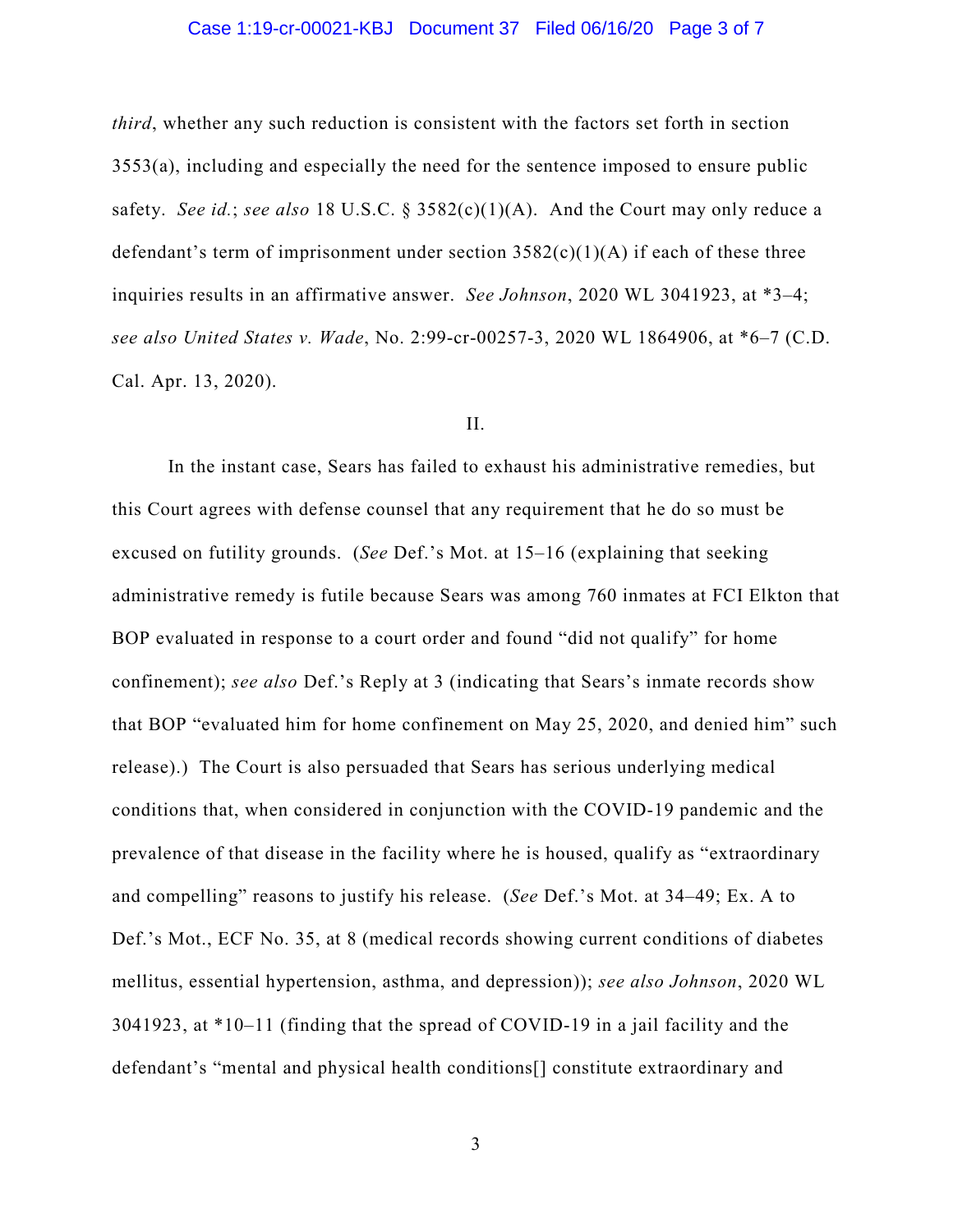*third*, whether any such reduction is consistent with the factors set forth in section 3553(a), including and especially the need for the sentence imposed to ensure public safety. *See id.*; *see also* 18 U.S.C. § 3582(c)(1)(A). And the Court may only reduce a defendant's term of imprisonment under section 3582(c)(1)(A) if each of these three inquiries results in an affirmative answer. *See Johnson*, 2020 WL 3041923, at *3–4; *see also United States v. Wade*, No. 2:99-cr-00257-3, 2020 WL 1864906, at *6–7 (C.D. Cal. Apr. 13, 2020).

II.

In the instant case, Sears has failed to exhaust his administrative remedies, but this Court agrees with defense counsel that any requirement that he do so must be excused on futility grounds. (*See* Def.'s Mot. at 15–16 (explaining that seeking administrative remedy is futile because Sears was among 760 inmates at FCI Elkton that BOP evaluated in response to a court order and found "did not qualify" for home confinement); *see also* Def.'s Reply at 3 (indicating that Sears's inmate records show that BOP "evaluated him for home confinement on May 25, 2020, and denied him" such release).) The Court is also persuaded that Sears has serious underlying medical conditions that, when considered in conjunction with the COVID-19 pandemic and the prevalence of that disease in the facility where he is housed, qualify as "extraordinary and compelling" reasons to justify his release. (*See* Def.'s Mot. at 34–49; Ex. A to Def.'s Mot., ECF No. 35, at 8 (medical records showing current conditions of diabetes mellitus, essential hypertension, asthma, and depression)); *see also Johnson*, 2020 WL 3041923, at *10–11 (finding that the spread of COVID-19 in a jail facility and the defendant's "mental and physical health conditions[] constitute extraordinary and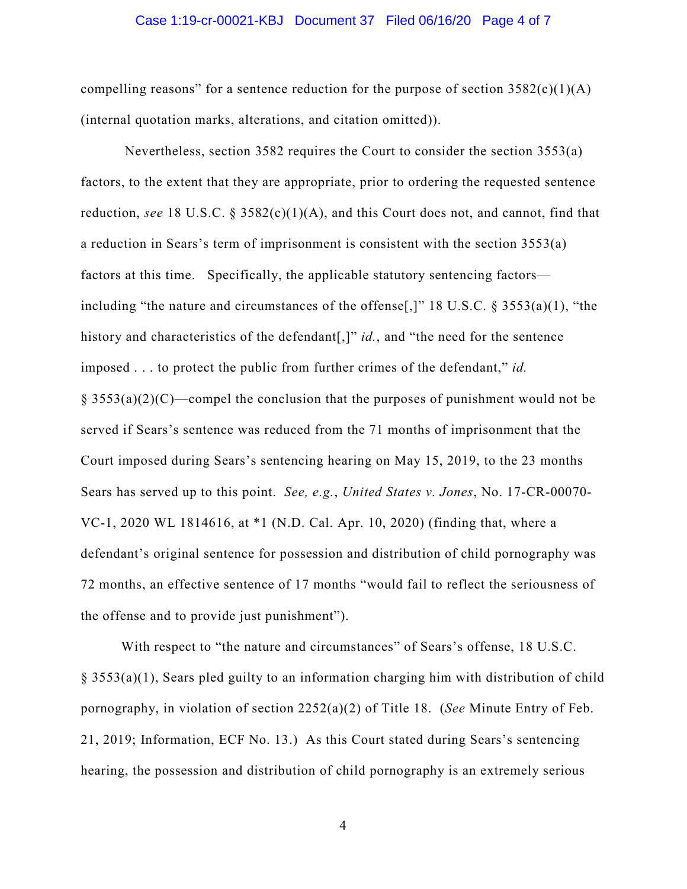compelling reasons" for a sentence reduction for the purpose of section 3582(c)(1)(A) (internal quotation marks, alterations, and citation omitted)).

Nevertheless, section 3582 requires the Court to consider the section 3553(a) factors, to the extent that they are appropriate, prior to ordering the requested sentence reduction, *see* 18 U.S.C. § 3582(c)(1)(A), and this Court does not, and cannot, find that a reduction in Sears's term of imprisonment is consistent with the section 3553(a) factors at this time. Specifically, the applicable statutory sentencing factors—including "the nature and circumstances of the offense[,]" 18 U.S.C. § 3553(a)(1), "the history and characteristics of the defendant[,]" *id.*, and "the need for the sentence imposed . . . to protect the public from further crimes of the defendant," *id.* § 3553(a)(2)(C)—compel the conclusion that the purposes of punishment would not be served if Sears's sentence was reduced from the 71 months of imprisonment that the Court imposed during Sears's sentencing hearing on May 15, 2019, to the 23 months Sears has served up to this point. *See, e.g.*, *United States v. Jones*, No. 17-CR-00070-VC-1, 2020 WL 1814616, at *1 (N.D. Cal. Apr. 10, 2020) (finding that, where a defendant's original sentence for possession and distribution of child pornography was 72 months, an effective sentence of 17 months "would fail to reflect the seriousness of the offense and to provide just punishment").

With respect to "the nature and circumstances" of Sears's offense, 18 U.S.C. § 3553(a)(1), Sears pled guilty to an information charging him with distribution of child pornography, in violation of section 2252(a)(2) of Title 18. (*See* Minute Entry of Feb. 21, 2019; Information, ECF No. 13.) As this Court stated during Sears's sentencing hearing, the possession and distribution of child pornography is an extremely serious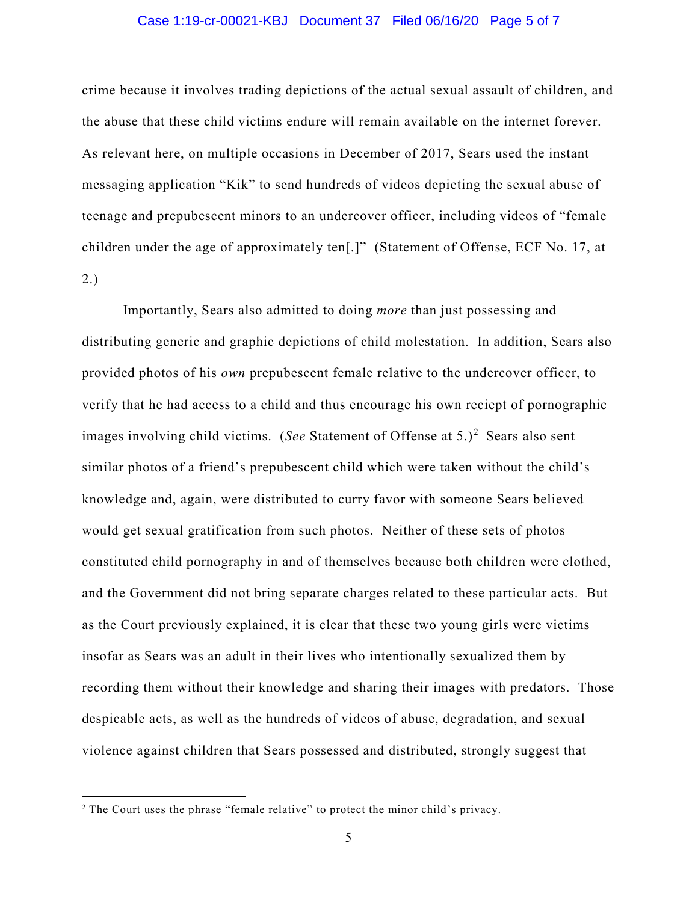crime because it involves trading depictions of the actual sexual assault of children, and the abuse that these child victims endure will remain available on the internet forever. As relevant here, on multiple occasions in December of 2017, Sears used the instant messaging application "Kik" to send hundreds of videos depicting the sexual abuse of teenage and prepubescent minors to an undercover officer, including videos of "female children under the age of approximately ten[.]" (Statement of Offense, ECF No. 17, at 2.)

Importantly, Sears also admitted to doing *more* than just possessing and distributing generic and graphic depictions of child molestation. In addition, Sears also provided photos of his *own* prepubescent female relative to the undercover officer, to verify that he had access to a child and thus encourage his own reciept of pornographic images involving child victims. (*See* Statement of Offense at 5.)[2] Sears also sent similar photos of a friend's prepubescent child which were taken without the child's knowledge and, again, were distributed to curry favor with someone Sears believed would get sexual gratification from such photos. Neither of these sets of photos constituted child pornography in and of themselves because both children were clothed, and the Government did not bring separate charges related to these particular acts. But as the Court previously explained, it is clear that these two young girls were victims insofar as Sears was an adult in their lives who intentionally sexualized them by recording them without their knowledge and sharing their images with predators. Those despicable acts, as well as the hundreds of videos of abuse, degradation, and sexual violence against children that Sears possessed and distributed, strongly suggest that

[2] The Court uses the phrase "female relative" to protect the minor child's privacy.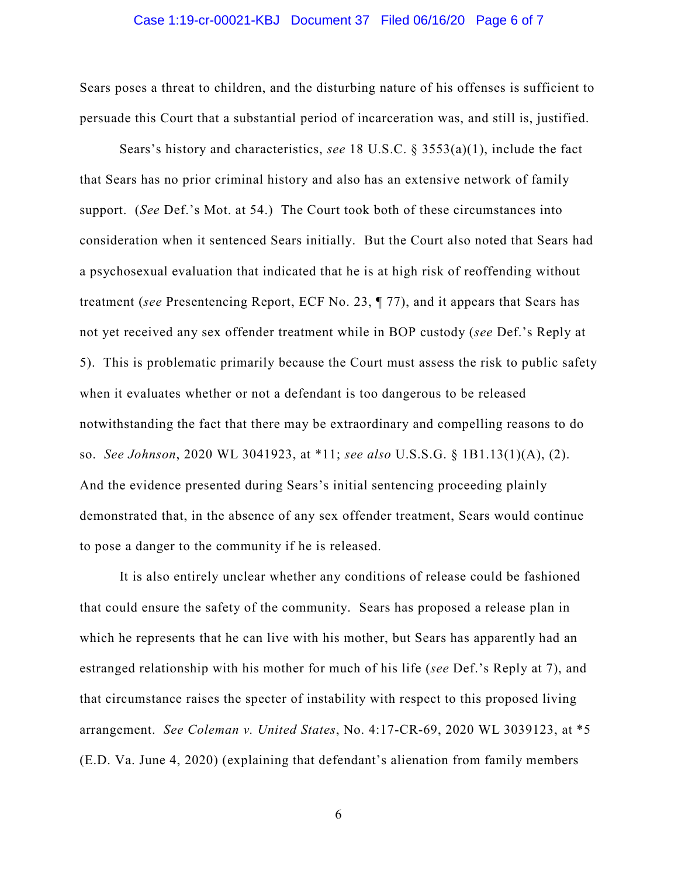Sears poses a threat to children, and the disturbing nature of his offenses is sufficient to persuade this Court that a substantial period of incarceration was, and still is, justified.

Sears's history and characteristics, *see* 18 U.S.C. § 3553(a)(1), include the fact that Sears has no prior criminal history and also has an extensive network of family support. (*See* Def.'s Mot. at 54.) The Court took both of these circumstances into consideration when it sentenced Sears initially. But the Court also noted that Sears had a psychosexual evaluation that indicated that he is at high risk of reoffending without treatment (*see* Presentencing Report, ECF No. 23, ¶ 77), and it appears that Sears has not yet received any sex offender treatment while in BOP custody (*see* Def.'s Reply at 5). This is problematic primarily because the Court must assess the risk to public safety when it evaluates whether or not a defendant is too dangerous to be released notwithstanding the fact that there may be extraordinary and compelling reasons to do so. *See Johnson*, 2020 WL 3041923, at *11; *see also* U.S.S.G. § 1B1.13(1)(A), (2). And the evidence presented during Sears's initial sentencing proceeding plainly demonstrated that, in the absence of any sex offender treatment, Sears would continue to pose a danger to the community if he is released.

It is also entirely unclear whether any conditions of release could be fashioned that could ensure the safety of the community. Sears has proposed a release plan in which he represents that he can live with his mother, but Sears has apparently had an estranged relationship with his mother for much of his life (*see* Def.'s Reply at 7), and that circumstance raises the specter of instability with respect to this proposed living arrangement. *See Coleman v. United States*, No. 4:17-CR-69, 2020 WL 3039123, at *5 (E.D. Va. June 4, 2020) (explaining that defendant's alienation from family members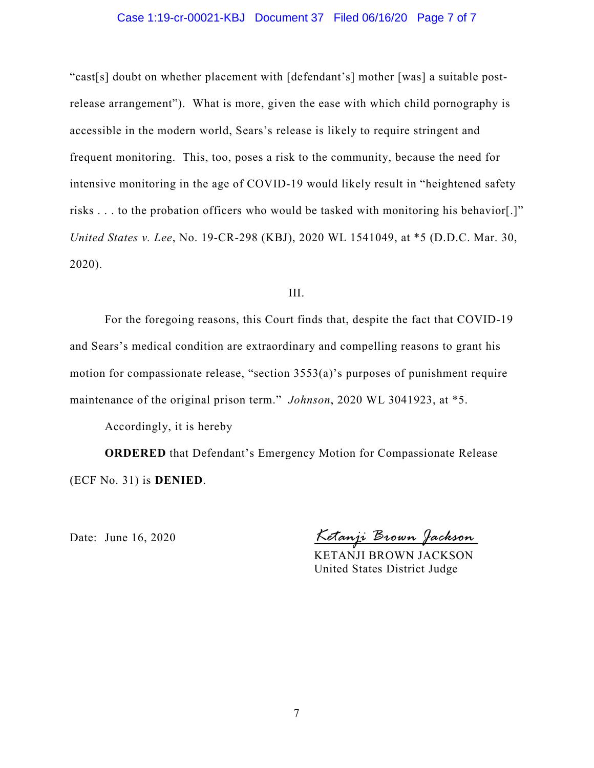"cast[s] doubt on whether placement with [defendant's] mother [was] a suitable post-release arrangement"). What is more, given the ease with which child pornography is accessible in the modern world, Sears's release is likely to require stringent and frequent monitoring. This, too, poses a risk to the community, because the need for intensive monitoring in the age of COVID-19 would likely result in "heightened safety risks . . . to the probation officers who would be tasked with monitoring his behavior[.]" *United States v. Lee*, No. 19-CR-298 (KBJ), 2020 WL 1541049, at *5 (D.D.C. Mar. 30, 2020).

III.

For the foregoing reasons, this Court finds that, despite the fact that COVID-19 and Sears's medical condition are extraordinary and compelling reasons to grant his motion for compassionate release, "section 3553(a)'s purposes of punishment require maintenance of the original prison term." *Johnson*, 2020 WL 3041923, at *5.

Accordingly, it is hereby

**ORDERED** that Defendant's Emergency Motion for Compassionate Release (ECF No. 31) is **DENIED**.

Date: June 16, 2020

*Ketanji Brown Jackson*
KETANJI BROWN JACKSON
United States District Judge